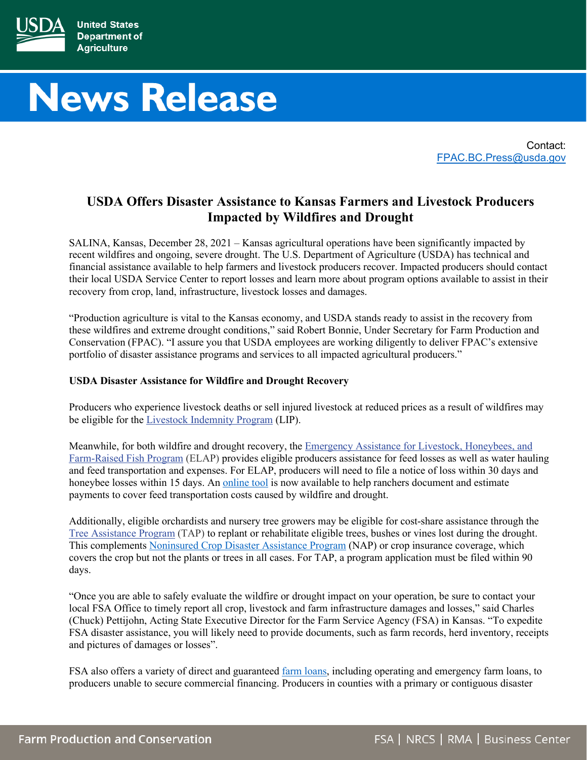# News Release

Contact:
FPAC.BC.Press@usda.gov

## USDA Offers Disaster Assistance to Kansas Farmers and Livestock Producers Impacted by Wildfires and Drought

SALINA, Kansas, December 28, 2021 – Kansas agricultural operations have been significantly impacted by recent wildfires and ongoing, severe drought. The U.S. Department of Agriculture (USDA) has technical and financial assistance available to help farmers and livestock producers recover. Impacted producers should contact their local USDA Service Center to report losses and learn more about program options available to assist in their recovery from crop, land, infrastructure, livestock losses and damages.

"Production agriculture is vital to the Kansas economy, and USDA stands ready to assist in the recovery from these wildfires and extreme drought conditions," said Robert Bonnie, Under Secretary for Farm Production and Conservation (FPAC). "I assure you that USDA employees are working diligently to deliver FPAC's extensive portfolio of disaster assistance programs and services to all impacted agricultural producers."

### USDA Disaster Assistance for Wildfire and Drought Recovery

Producers who experience livestock deaths or sell injured livestock at reduced prices as a result of wildfires may be eligible for the Livestock Indemnity Program (LIP).

Meanwhile, for both wildfire and drought recovery, the Emergency Assistance for Livestock, Honeybees, and Farm-Raised Fish Program (ELAP) provides eligible producers assistance for feed losses as well as water hauling and feed transportation and expenses. For ELAP, producers will need to file a notice of loss within 30 days and honeybee losses within 15 days. An online tool is now available to help ranchers document and estimate payments to cover feed transportation costs caused by wildfire and drought.

Additionally, eligible orchardists and nursery tree growers may be eligible for cost-share assistance through the Tree Assistance Program (TAP) to replant or rehabilitate eligible trees, bushes or vines lost during the drought. This complements Noninsured Crop Disaster Assistance Program (NAP) or crop insurance coverage, which covers the crop but not the plants or trees in all cases. For TAP, a program application must be filed within 90 days.

"Once you are able to safely evaluate the wildfire or drought impact on your operation, be sure to contact your local FSA Office to timely report all crop, livestock and farm infrastructure damages and losses," said Charles (Chuck) Pettijohn, Acting State Executive Director for the Farm Service Agency (FSA) in Kansas. "To expedite FSA disaster assistance, you will likely need to provide documents, such as farm records, herd inventory, receipts and pictures of damages or losses".

FSA also offers a variety of direct and guaranteed farm loans, including operating and emergency farm loans, to producers unable to secure commercial financing. Producers in counties with a primary or contiguous disaster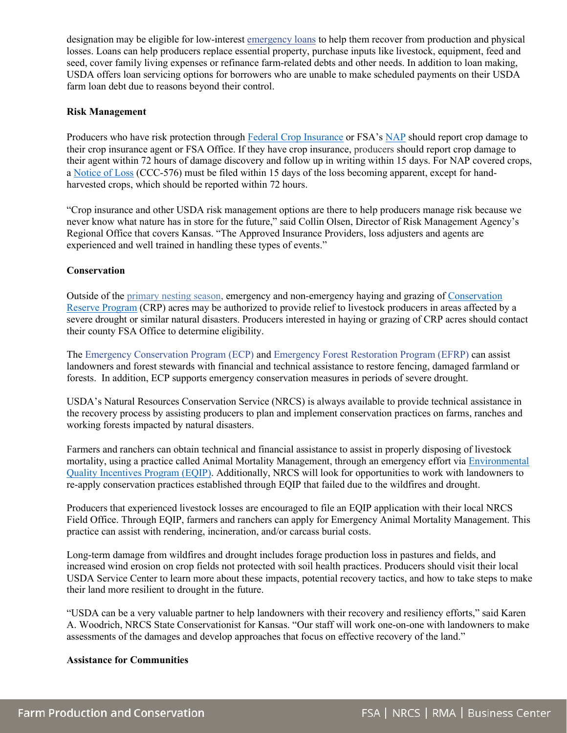designation may be eligible for low-interest emergency loans to help them recover from production and physical losses. Loans can help producers replace essential property, purchase inputs like livestock, equipment, feed and seed, cover family living expenses or refinance farm-related debts and other needs. In addition to loan making, USDA offers loan servicing options for borrowers who are unable to make scheduled payments on their USDA farm loan debt due to reasons beyond their control.

**Risk Management**

Producers who have risk protection through Federal Crop Insurance or FSA's NAP should report crop damage to their crop insurance agent or FSA Office. If they have crop insurance, producers should report crop damage to their agent within 72 hours of damage discovery and follow up in writing within 15 days. For NAP covered crops, a Notice of Loss (CCC-576) must be filed within 15 days of the loss becoming apparent, except for hand-harvested crops, which should be reported within 72 hours.

"Crop insurance and other USDA risk management options are there to help producers manage risk because we never know what nature has in store for the future," said Collin Olsen, Director of Risk Management Agency's Regional Office that covers Kansas. "The Approved Insurance Providers, loss adjusters and agents are experienced and well trained in handling these types of events."

**Conservation**

Outside of the primary nesting season, emergency and non-emergency haying and grazing of Conservation Reserve Program (CRP) acres may be authorized to provide relief to livestock producers in areas affected by a severe drought or similar natural disasters. Producers interested in haying or grazing of CRP acres should contact their county FSA Office to determine eligibility.

The Emergency Conservation Program (ECP) and Emergency Forest Restoration Program (EFRP) can assist landowners and forest stewards with financial and technical assistance to restore fencing, damaged farmland or forests. In addition, ECP supports emergency conservation measures in periods of severe drought.

USDA's Natural Resources Conservation Service (NRCS) is always available to provide technical assistance in the recovery process by assisting producers to plan and implement conservation practices on farms, ranches and working forests impacted by natural disasters.

Farmers and ranchers can obtain technical and financial assistance to assist in properly disposing of livestock mortality, using a practice called Animal Mortality Management, through an emergency effort via Environmental Quality Incentives Program (EQIP). Additionally, NRCS will look for opportunities to work with landowners to re-apply conservation practices established through EQIP that failed due to the wildfires and drought.

Producers that experienced livestock losses are encouraged to file an EQIP application with their local NRCS Field Office. Through EQIP, farmers and ranchers can apply for Emergency Animal Mortality Management. This practice can assist with rendering, incineration, and/or carcass burial costs.

Long-term damage from wildfires and drought includes forage production loss in pastures and fields, and increased wind erosion on crop fields not protected with soil health practices. Producers should visit their local USDA Service Center to learn more about these impacts, potential recovery tactics, and how to take steps to make their land more resilient to drought in the future.

"USDA can be a very valuable partner to help landowners with their recovery and resiliency efforts," said Karen A. Woodrich, NRCS State Conservationist for Kansas. "Our staff will work one-on-one with landowners to make assessments of the damages and develop approaches that focus on effective recovery of the land."

**Assistance for Communities**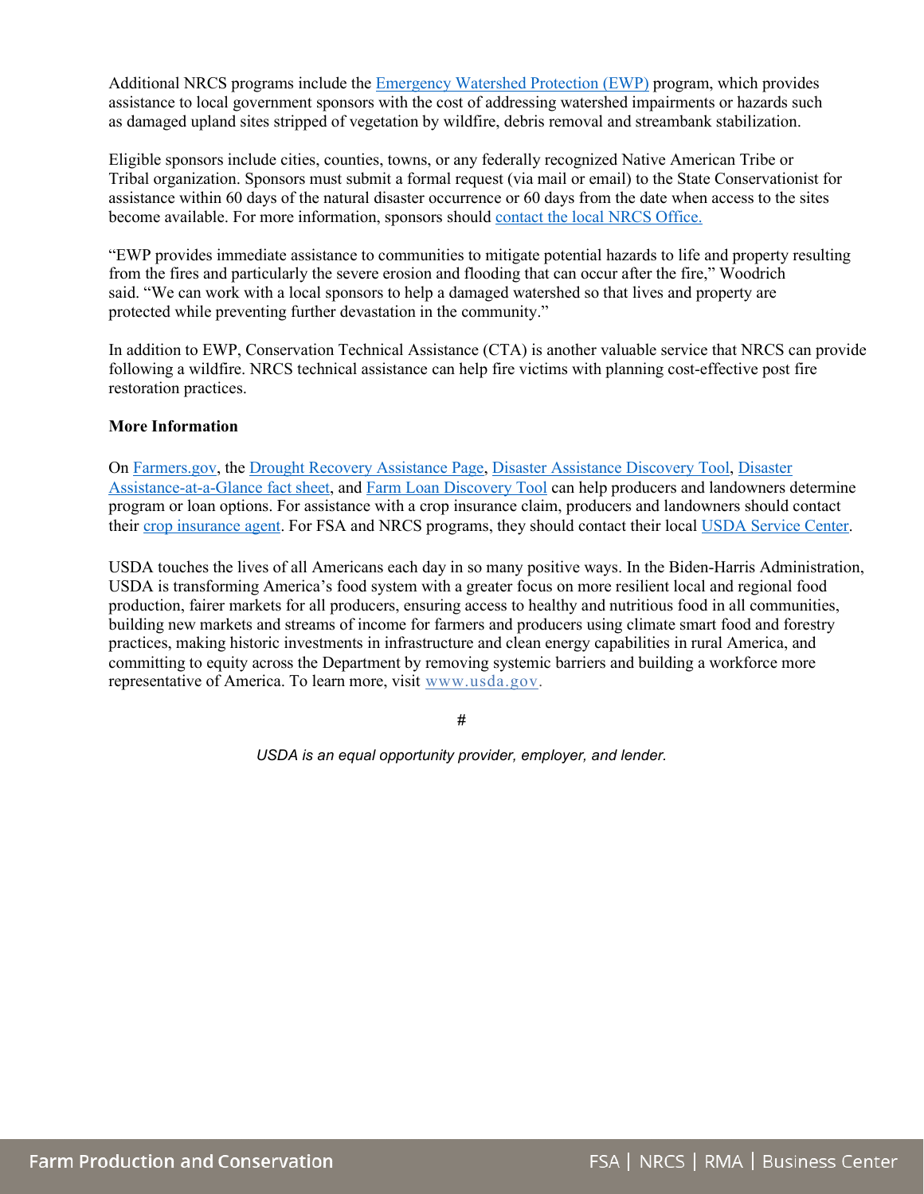Additional NRCS programs include the Emergency Watershed Protection (EWP) program, which provides assistance to local government sponsors with the cost of addressing watershed impairments or hazards such as damaged upland sites stripped of vegetation by wildfire, debris removal and streambank stabilization.

Eligible sponsors include cities, counties, towns, or any federally recognized Native American Tribe or Tribal organization. Sponsors must submit a formal request (via mail or email) to the State Conservationist for assistance within 60 days of the natural disaster occurrence or 60 days from the date when access to the sites become available. For more information, sponsors should contact the local NRCS Office.

"EWP provides immediate assistance to communities to mitigate potential hazards to life and property resulting from the fires and particularly the severe erosion and flooding that can occur after the fire," Woodrich said. "We can work with a local sponsors to help a damaged watershed so that lives and property are protected while preventing further devastation in the community."

In addition to EWP, Conservation Technical Assistance (CTA) is another valuable service that NRCS can provide following a wildfire. NRCS technical assistance can help fire victims with planning cost-effective post fire restoration practices.

**More Information**

On Farmers.gov, the Drought Recovery Assistance Page, Disaster Assistance Discovery Tool, Disaster Assistance-at-a-Glance fact sheet, and Farm Loan Discovery Tool can help producers and landowners determine program or loan options. For assistance with a crop insurance claim, producers and landowners should contact their crop insurance agent. For FSA and NRCS programs, they should contact their local USDA Service Center.

USDA touches the lives of all Americans each day in so many positive ways. In the Biden-Harris Administration, USDA is transforming America's food system with a greater focus on more resilient local and regional food production, fairer markets for all producers, ensuring access to healthy and nutritious food in all communities, building new markets and streams of income for farmers and producers using climate smart food and forestry practices, making historic investments in infrastructure and clean energy capabilities in rural America, and committing to equity across the Department by removing systemic barriers and building a workforce more representative of America. To learn more, visit www.usda.gov.

#

*USDA is an equal opportunity provider, employer, and lender.*